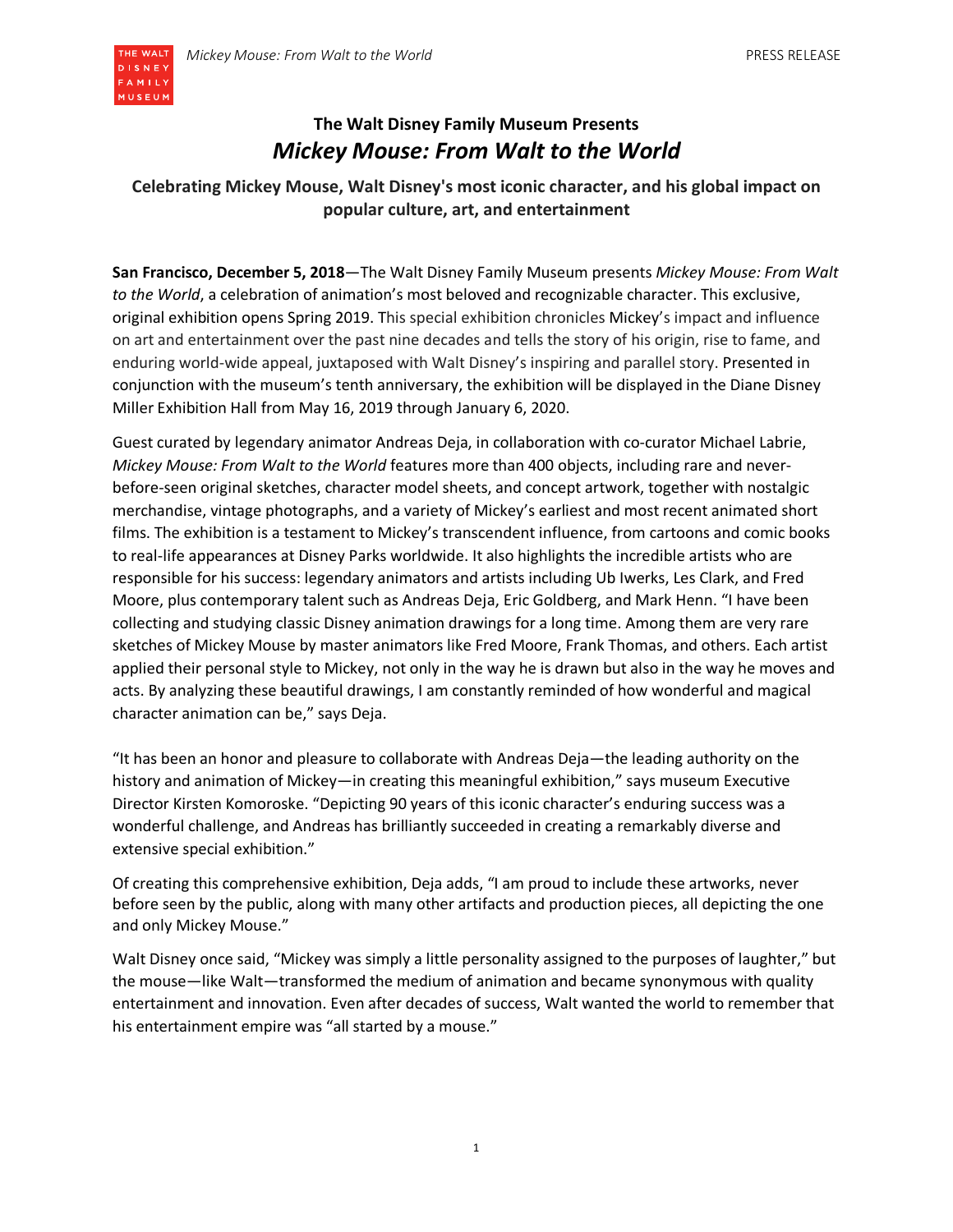# The Walt Disney Family Museum Presents
## *Mickey Mouse: From Walt to the World*

### Celebrating Mickey Mouse, Walt Disney's most iconic character, and his global impact on popular culture, art, and entertainment

**San Francisco, December 5, 2018**—The Walt Disney Family Museum presents *Mickey Mouse: From Walt to the World*, a celebration of animation's most beloved and recognizable character. This exclusive, original exhibition opens Spring 2019. This special exhibition chronicles Mickey's impact and influence on art and entertainment over the past nine decades and tells the story of his origin, rise to fame, and enduring world-wide appeal, juxtaposed with Walt Disney's inspiring and parallel story. Presented in conjunction with the museum's tenth anniversary, the exhibition will be displayed in the Diane Disney Miller Exhibition Hall from May 16, 2019 through January 6, 2020.

Guest curated by legendary animator Andreas Deja, in collaboration with co-curator Michael Labrie, *Mickey Mouse: From Walt to the World* features more than 400 objects, including rare and never-before-seen original sketches, character model sheets, and concept artwork, together with nostalgic merchandise, vintage photographs, and a variety of Mickey's earliest and most recent animated short films. The exhibition is a testament to Mickey's transcendent influence, from cartoons and comic books to real-life appearances at Disney Parks worldwide. It also highlights the incredible artists who are responsible for his success: legendary animators and artists including Ub Iwerks, Les Clark, and Fred Moore, plus contemporary talent such as Andreas Deja, Eric Goldberg, and Mark Henn. "I have been collecting and studying classic Disney animation drawings for a long time. Among them are very rare sketches of Mickey Mouse by master animators like Fred Moore, Frank Thomas, and others. Each artist applied their personal style to Mickey, not only in the way he is drawn but also in the way he moves and acts. By analyzing these beautiful drawings, I am constantly reminded of how wonderful and magical character animation can be," says Deja.

"It has been an honor and pleasure to collaborate with Andreas Deja—the leading authority on the history and animation of Mickey—in creating this meaningful exhibition," says museum Executive Director Kirsten Komoroske. "Depicting 90 years of this iconic character's enduring success was a wonderful challenge, and Andreas has brilliantly succeeded in creating a remarkably diverse and extensive special exhibition."

Of creating this comprehensive exhibition, Deja adds, "I am proud to include these artworks, never before seen by the public, along with many other artifacts and production pieces, all depicting the one and only Mickey Mouse."

Walt Disney once said, "Mickey was simply a little personality assigned to the purposes of laughter," but the mouse—like Walt—transformed the medium of animation and became synonymous with quality entertainment and innovation. Even after decades of success, Walt wanted the world to remember that his entertainment empire was "all started by a mouse."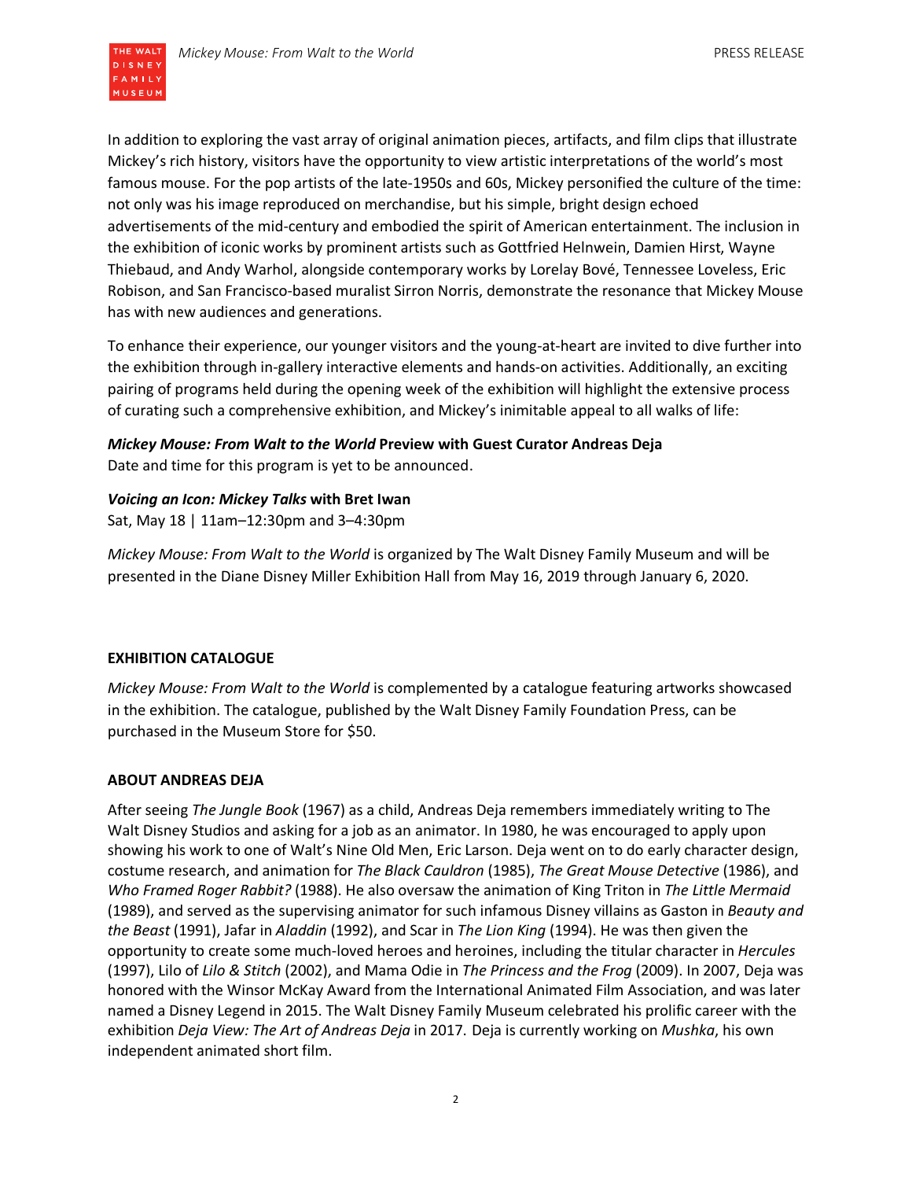In addition to exploring the vast array of original animation pieces, artifacts, and film clips that illustrate Mickey's rich history, visitors have the opportunity to view artistic interpretations of the world's most famous mouse. For the pop artists of the late-1950s and 60s, Mickey personified the culture of the time: not only was his image reproduced on merchandise, but his simple, bright design echoed advertisements of the mid-century and embodied the spirit of American entertainment. The inclusion in the exhibition of iconic works by prominent artists such as Gottfried Helnwein, Damien Hirst, Wayne Thiebaud, and Andy Warhol, alongside contemporary works by Lorelay Bové, Tennessee Loveless, Eric Robison, and San Francisco-based muralist Sirron Norris, demonstrate the resonance that Mickey Mouse has with new audiences and generations.

To enhance their experience, our younger visitors and the young-at-heart are invited to dive further into the exhibition through in-gallery interactive elements and hands-on activities. Additionally, an exciting pairing of programs held during the opening week of the exhibition will highlight the extensive process of curating such a comprehensive exhibition, and Mickey's inimitable appeal to all walks of life:

***Mickey Mouse: From Walt to the World* Preview with Guest Curator Andreas Deja**
Date and time for this program is yet to be announced.

***Voicing an Icon: Mickey Talks* with Bret Iwan**
Sat, May 18 | 11am–12:30pm and 3–4:30pm

*Mickey Mouse: From Walt to the World* is organized by The Walt Disney Family Museum and will be presented in the Diane Disney Miller Exhibition Hall from May 16, 2019 through January 6, 2020.

## EXHIBITION CATALOGUE

*Mickey Mouse: From Walt to the World* is complemented by a catalogue featuring artworks showcased in the exhibition. The catalogue, published by the Walt Disney Family Foundation Press, can be purchased in the Museum Store for $50.

## ABOUT ANDREAS DEJA

After seeing *The Jungle Book* (1967) as a child, Andreas Deja remembers immediately writing to The Walt Disney Studios and asking for a job as an animator. In 1980, he was encouraged to apply upon showing his work to one of Walt's Nine Old Men, Eric Larson. Deja went on to do early character design, costume research, and animation for *The Black Cauldron* (1985), *The Great Mouse Detective* (1986), and *Who Framed Roger Rabbit?* (1988). He also oversaw the animation of King Triton in *The Little Mermaid* (1989), and served as the supervising animator for such infamous Disney villains as Gaston in *Beauty and the Beast* (1991), Jafar in *Aladdin* (1992), and Scar in *The Lion King* (1994). He was then given the opportunity to create some much-loved heroes and heroines, including the titular character in *Hercules* (1997), Lilo of *Lilo & Stitch* (2002), and Mama Odie in *The Princess and the Frog* (2009). In 2007, Deja was honored with the Winsor McKay Award from the International Animated Film Association, and was later named a Disney Legend in 2015. The Walt Disney Family Museum celebrated his prolific career with the exhibition *Deja View: The Art of Andreas Deja* in 2017. Deja is currently working on *Mushka*, his own independent animated short film.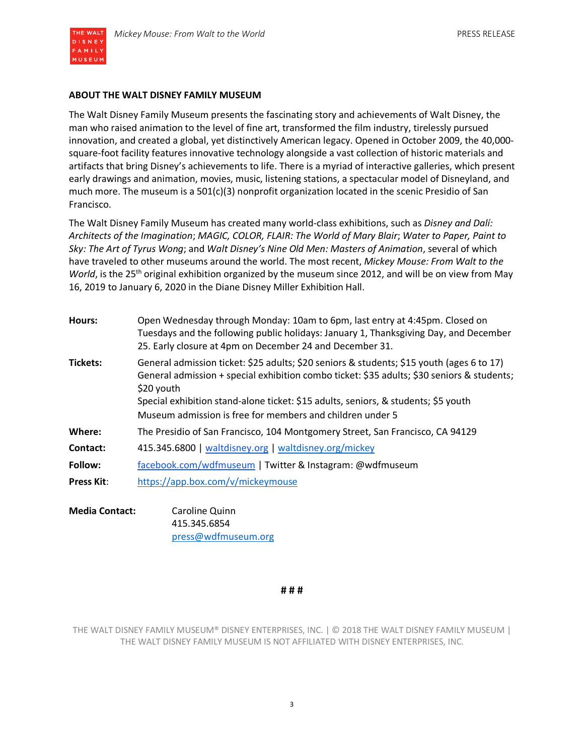## ABOUT THE WALT DISNEY FAMILY MUSEUM

The Walt Disney Family Museum presents the fascinating story and achievements of Walt Disney, the man who raised animation to the level of fine art, transformed the film industry, tirelessly pursued innovation, and created a global, yet distinctively American legacy. Opened in October 2009, the 40,000-square-foot facility features innovative technology alongside a vast collection of historic materials and artifacts that bring Disney's achievements to life. There is a myriad of interactive galleries, which present early drawings and animation, movies, music, listening stations, a spectacular model of Disneyland, and much more. The museum is a 501(c)(3) nonprofit organization located in the scenic Presidio of San Francisco.

The Walt Disney Family Museum has created many world-class exhibitions, such as *Disney and Dalí: Architects of the Imagination*; *MAGIC, COLOR, FLAIR: The World of Mary Blair*; *Water to Paper, Paint to Sky: The Art of Tyrus Wong*; and *Walt Disney's Nine Old Men: Masters of Animation*, several of which have traveled to other museums around the world. The most recent, *Mickey Mouse: From Walt to the World*, is the 25th original exhibition organized by the museum since 2012, and will be on view from May 16, 2019 to January 6, 2020 in the Diane Disney Miller Exhibition Hall.

| | |
|---|---|
| **Hours:** | Open Wednesday through Monday: 10am to 6pm, last entry at 4:45pm. Closed on Tuesdays and the following public holidays: January 1, Thanksgiving Day, and December 25. Early closure at 4pm on December 24 and December 31. |
| **Tickets:** | General admission ticket: $25 adults; $20 seniors & students; $15 youth (ages 6 to 17)<br>General admission + special exhibition combo ticket: $35 adults; $30 seniors & students; $20 youth<br>Special exhibition stand-alone ticket: $15 adults, seniors, & students; $5 youth<br>Museum admission is free for members and children under 5 |
| **Where:** | The Presidio of San Francisco, 104 Montgomery Street, San Francisco, CA 94129 |
| **Contact:** | 415.345.6800 \| waltdisney.org \| waltdisney.org/mickey |
| **Follow:** | facebook.com/wdfmuseum \| Twitter & Instagram: @wdfmuseum |
| **Press Kit:** | https://app.box.com/v/mickeymouse |

**Media Contact:** Caroline Quinn
415.345.6854
press@wdfmuseum.org

# # #

THE WALT DISNEY FAMILY MUSEUM® DISNEY ENTERPRISES, INC. | © 2018 THE WALT DISNEY FAMILY MUSEUM | THE WALT DISNEY FAMILY MUSEUM IS NOT AFFILIATED WITH DISNEY ENTERPRISES, INC.